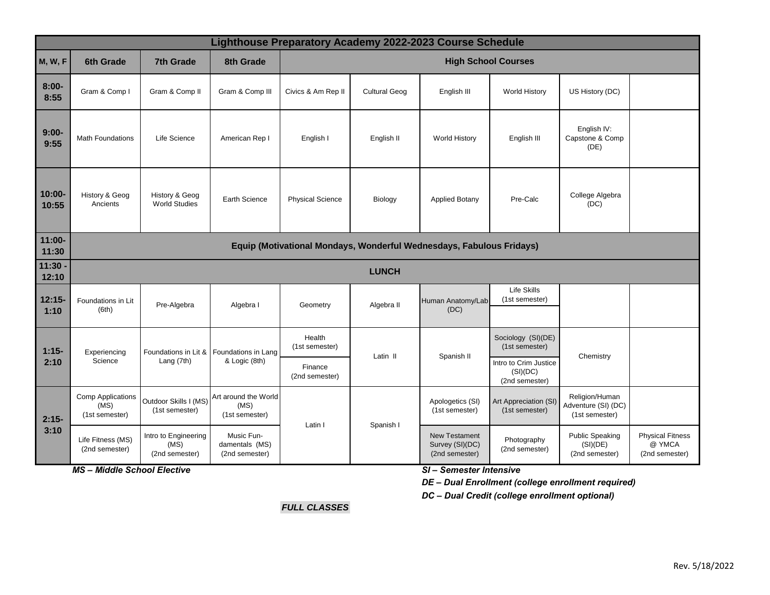# Lighthouse Preparatory Academy 2022-2023 Course Schedule

| M, W, F | 6th Grade | 7th Grade | 8th Grade | High School Courses | | | | | |
|---|---|---|---|---|---|---|---|---|---|
| 8:00-8:55 | Gram & Comp I | Gram & Comp II | Gram & Comp III | Civics & Am Rep II | Cultural Geog | English III | World History | US History (DC) | |
| 9:00-9:55 | Math Foundations | Life Science | American Rep I | English I | English II | World History | English III | English IV: Capstone & Comp (DE) | |
| 10:00-10:55 | History & Geog Ancients | History & Geog World Studies | Earth Science | Physical Science | Biology | Applied Botany | Pre-Calc | College Algebra (DC) | |
| 11:00-11:30 | Equip (Motivational Mondays, Wonderful Wednesdays, Fabulous Fridays) | | | | | | | | |
| 11:30 - 12:10 | LUNCH | | | | | | | | |
| 12:15-1:10 | Foundations in Lit (6th) | Pre-Algebra | Algebra I | Geometry | Algebra II | Human Anatomy/Lab (DC) | Life Skills (1st semester) | | |
| 1:15-2:10 | Experiencing Science | Foundations in Lit & Lang (7th) | Foundations in Lang & Logic (8th) | Health (1st semester) | Latin II | Spanish II | Sociology (SI)(DE) (1st semester) | Chemistry | |
| | | | | Finance (2nd semester) | | | Intro to Crim Justice (SI)(DC) (2nd semester) | | |
| 2:15-3:10 | Comp Applications (MS) (1st semester) | Outdoor Skills I (MS) (1st semester) | Art around the World (MS) (1st semester) | Latin I | Spanish I | Apologetics (SI) (1st semester) | Art Appreciation (SI) (1st semester) | Religion/Human Adventure (SI) (DC) (1st semester) | |
| | Life Fitness (MS) (2nd semester) | Intro to Engineering (MS) (2nd semester) | Music Fun-damentals (MS) (2nd semester) | | | New Testament Survey (SI)(DC) (2nd semester) | Photography (2nd semester) | Public Speaking (SI)(DE) (2nd semester) | Physical Fitness @ YMCA (2nd semester) |

*MS – Middle School Elective*

*SI – Semester Intensive*

*DE – Dual Enrollment (college enrollment required)*

*DC – Dual Credit (college enrollment optional)*

*FULL CLASSES*

Rev. 5/18/2022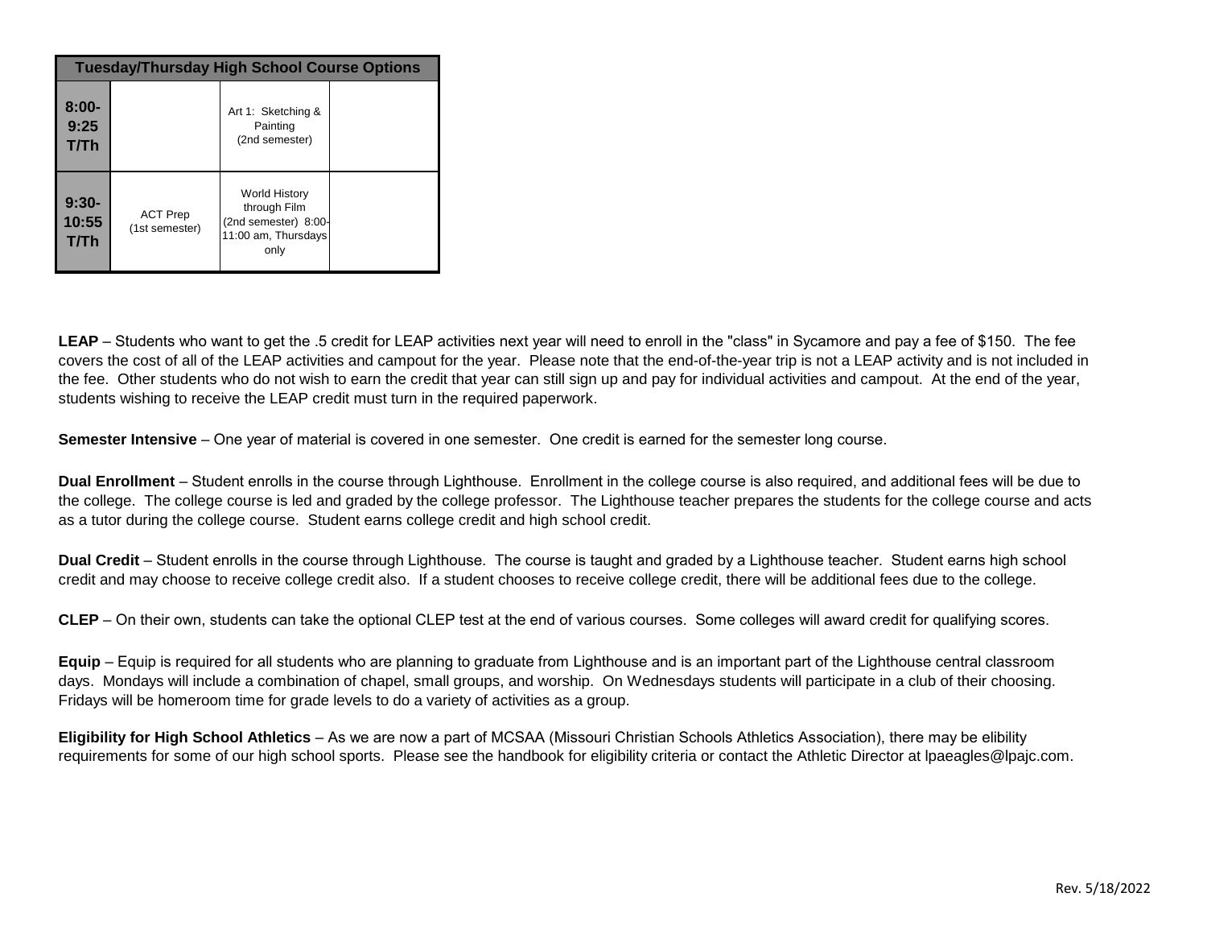| Tuesday/Thursday High School Course Options | | | |
|---|---|---|---|
| **8:00-9:25 T/Th** | | Art 1: Sketching & Painting (2nd semester) | |
| **9:30-10:55 T/Th** | ACT Prep (1st semester) | World History through Film (2nd semester) 8:00-11:00 am, Thursdays only | |

**LEAP** – Students who want to get the .5 credit for LEAP activities next year will need to enroll in the "class" in Sycamore and pay a fee of $150. The fee covers the cost of all of the LEAP activities and campout for the year. Please note that the end-of-the-year trip is not a LEAP activity and is not included in the fee. Other students who do not wish to earn the credit that year can still sign up and pay for individual activities and campout. At the end of the year, students wishing to receive the LEAP credit must turn in the required paperwork.

**Semester Intensive** – One year of material is covered in one semester. One credit is earned for the semester long course.

**Dual Enrollment** – Student enrolls in the course through Lighthouse. Enrollment in the college course is also required, and additional fees will be due to the college. The college course is led and graded by the college professor. The Lighthouse teacher prepares the students for the college course and acts as a tutor during the college course. Student earns college credit and high school credit.

**Dual Credit** – Student enrolls in the course through Lighthouse. The course is taught and graded by a Lighthouse teacher. Student earns high school credit and may choose to receive college credit also. If a student chooses to receive college credit, there will be additional fees due to the college.

**CLEP** – On their own, students can take the optional CLEP test at the end of various courses. Some colleges will award credit for qualifying scores.

**Equip** – Equip is required for all students who are planning to graduate from Lighthouse and is an important part of the Lighthouse central classroom days. Mondays will include a combination of chapel, small groups, and worship. On Wednesdays students will participate in a club of their choosing. Fridays will be homeroom time for grade levels to do a variety of activities as a group.

**Eligibility for High School Athletics** – As we are now a part of MCSAA (Missouri Christian Schools Athletics Association), there may be elibility requirements for some of our high school sports. Please see the handbook for eligibility criteria or contact the Athletic Director at lpaeagles@lpajc.com.

Rev. 5/18/2022